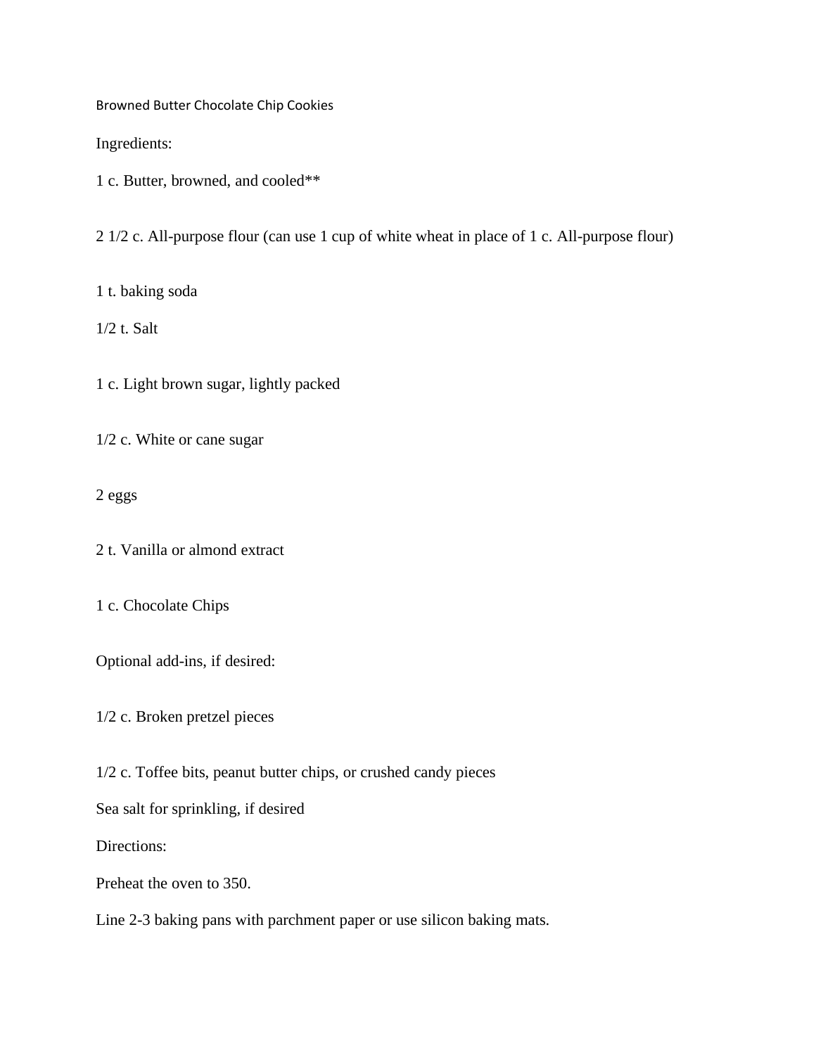# Browned Butter Chocolate Chip Cookies

Ingredients:

1 c. Butter, browned, and cooled**

2 1/2 c. All-purpose flour (can use 1 cup of white wheat in place of 1 c. All-purpose flour)

1 t. baking soda

1/2 t. Salt

1 c. Light brown sugar, lightly packed

1/2 c. White or cane sugar

2 eggs

2 t. Vanilla or almond extract

1 c. Chocolate Chips

Optional add-ins, if desired:

1/2 c. Broken pretzel pieces

1/2 c. Toffee bits, peanut butter chips, or crushed candy pieces

Sea salt for sprinkling, if desired

Directions:

Preheat the oven to 350.

Line 2-3 baking pans with parchment paper or use silicon baking mats.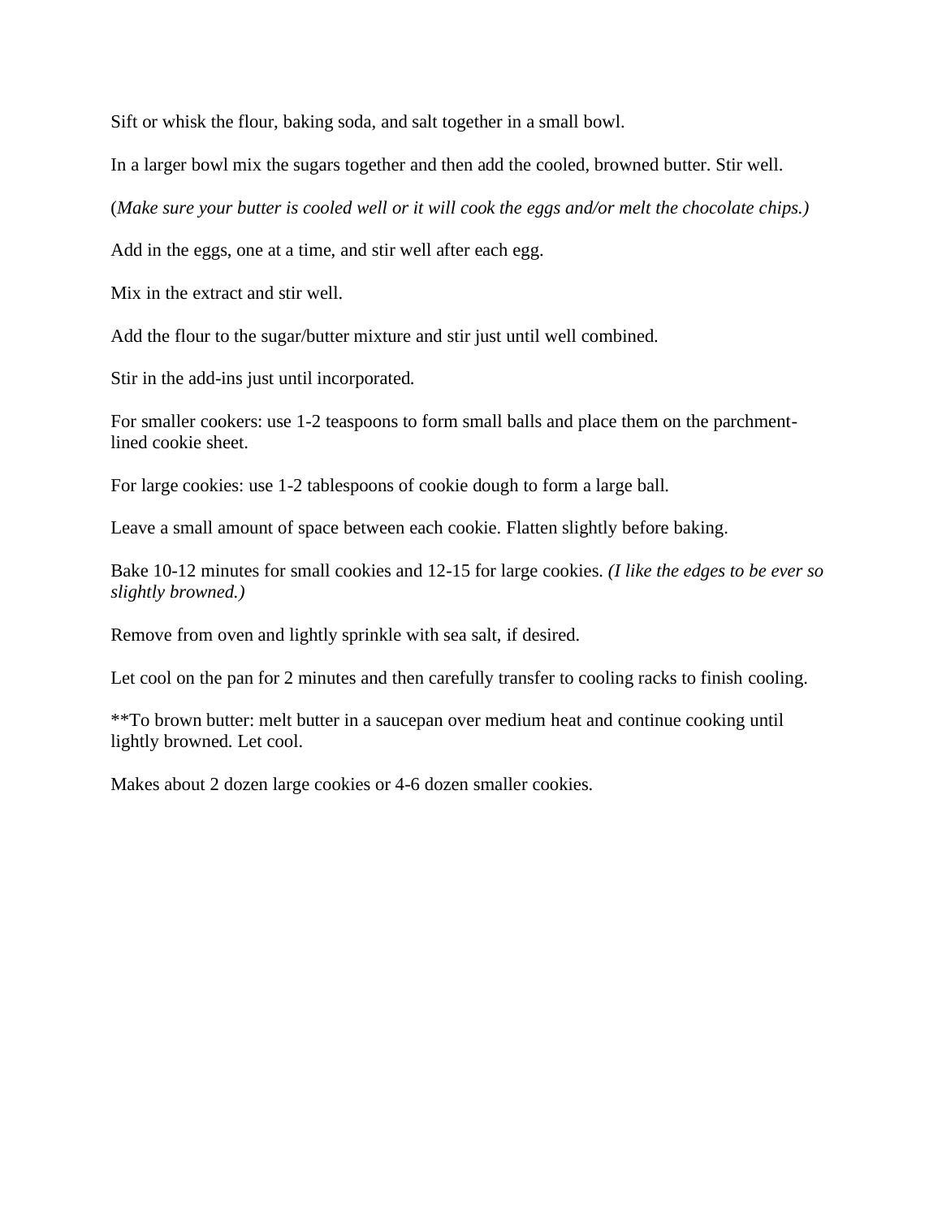Sift or whisk the flour, baking soda, and salt together in a small bowl.

In a larger bowl mix the sugars together and then add the cooled, browned butter. Stir well.

(*Make sure your butter is cooled well or it will cook the eggs and/or melt the chocolate chips.)*

Add in the eggs, one at a time, and stir well after each egg.

Mix in the extract and stir well.

Add the flour to the sugar/butter mixture and stir just until well combined.

Stir in the add-ins just until incorporated.

For smaller cookers: use 1-2 teaspoons to form small balls and place them on the parchment-lined cookie sheet.

For large cookies: use 1-2 tablespoons of cookie dough to form a large ball.

Leave a small amount of space between each cookie. Flatten slightly before baking.

Bake 10-12 minutes for small cookies and 12-15 for large cookies. *(I like the edges to be ever so slightly browned.)*

Remove from oven and lightly sprinkle with sea salt, if desired.

Let cool on the pan for 2 minutes and then carefully transfer to cooling racks to finish cooling.

**To brown butter: melt butter in a saucepan over medium heat and continue cooking until lightly browned. Let cool.

Makes about 2 dozen large cookies or 4-6 dozen smaller cookies.